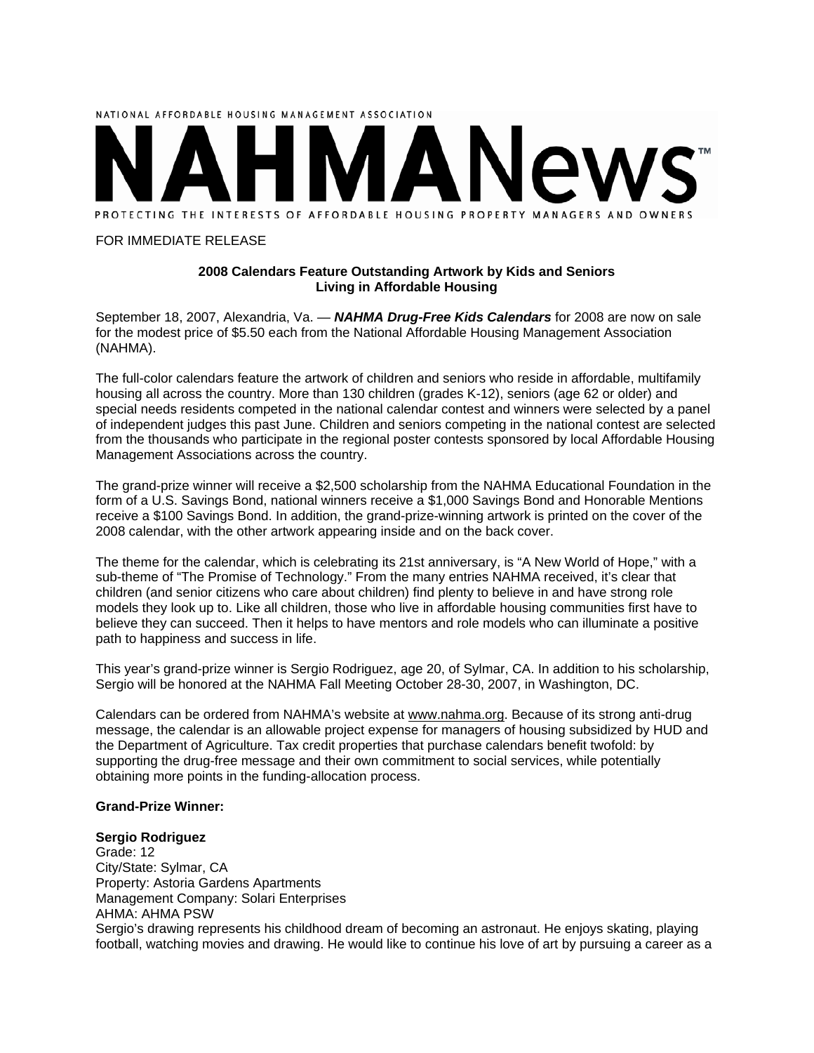NATIONAL AFFORDABLE HOUSING MANAGEMENT ASSOCIATION

# NAHMANews™

PROTECTING THE INTERESTS OF AFFORDABLE HOUSING PROPERTY MANAGERS AND OWNERS

FOR IMMEDIATE RELEASE

**2008 Calendars Feature Outstanding Artwork by Kids and Seniors Living in Affordable Housing**

September 18, 2007, Alexandria, Va. — ***NAHMA Drug-Free Kids Calendars*** for 2008 are now on sale for the modest price of $5.50 each from the National Affordable Housing Management Association (NAHMA).

The full-color calendars feature the artwork of children and seniors who reside in affordable, multifamily housing all across the country. More than 130 children (grades K-12), seniors (age 62 or older) and special needs residents competed in the national calendar contest and winners were selected by a panel of independent judges this past June. Children and seniors competing in the national contest are selected from the thousands who participate in the regional poster contests sponsored by local Affordable Housing Management Associations across the country.

The grand-prize winner will receive a $2,500 scholarship from the NAHMA Educational Foundation in the form of a U.S. Savings Bond, national winners receive a $1,000 Savings Bond and Honorable Mentions receive a $100 Savings Bond. In addition, the grand-prize-winning artwork is printed on the cover of the 2008 calendar, with the other artwork appearing inside and on the back cover.

The theme for the calendar, which is celebrating its 21st anniversary, is "A New World of Hope," with a sub-theme of "The Promise of Technology." From the many entries NAHMA received, it's clear that children (and senior citizens who care about children) find plenty to believe in and have strong role models they look up to. Like all children, those who live in affordable housing communities first have to believe they can succeed. Then it helps to have mentors and role models who can illuminate a positive path to happiness and success in life.

This year's grand-prize winner is Sergio Rodriguez, age 20, of Sylmar, CA. In addition to his scholarship, Sergio will be honored at the NAHMA Fall Meeting October 28-30, 2007, in Washington, DC.

Calendars can be ordered from NAHMA's website at www.nahma.org. Because of its strong anti-drug message, the calendar is an allowable project expense for managers of housing subsidized by HUD and the Department of Agriculture. Tax credit properties that purchase calendars benefit twofold: by supporting the drug-free message and their own commitment to social services, while potentially obtaining more points in the funding-allocation process.

**Grand-Prize Winner:**

**Sergio Rodriguez**
Grade: 12
City/State: Sylmar, CA
Property: Astoria Gardens Apartments
Management Company: Solari Enterprises
AHMA: AHMA PSW
Sergio's drawing represents his childhood dream of becoming an astronaut. He enjoys skating, playing football, watching movies and drawing. He would like to continue his love of art by pursuing a career as a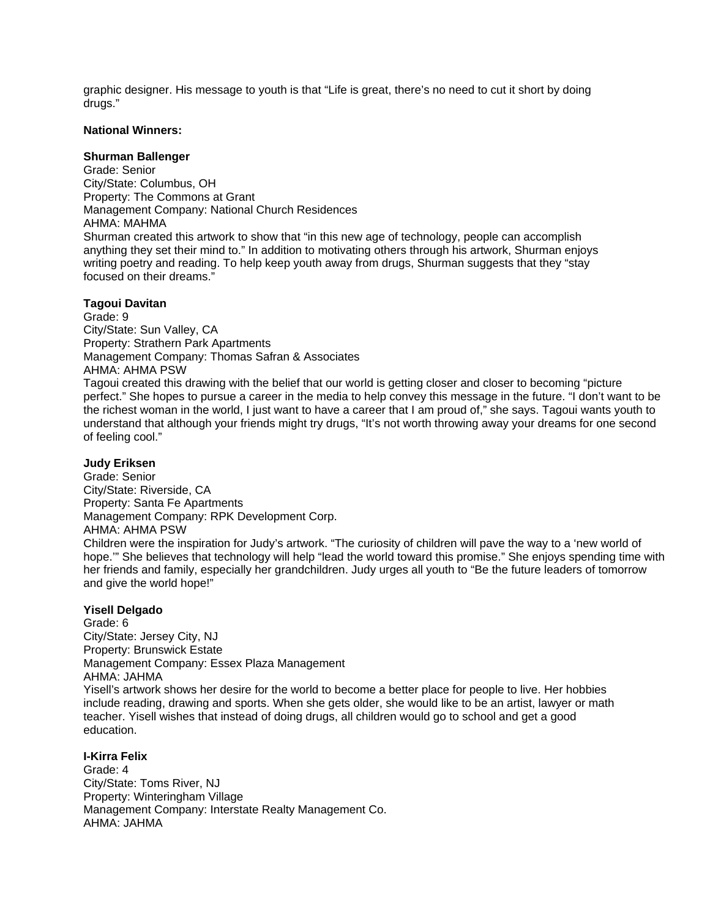graphic designer. His message to youth is that “Life is great, there’s no need to cut it short by doing drugs.”

**National Winners:**

**Shurman Ballenger**
Grade: Senior
City/State: Columbus, OH
Property: The Commons at Grant
Management Company: National Church Residences
AHMA: MAHMA
Shurman created this artwork to show that “in this new age of technology, people can accomplish anything they set their mind to.” In addition to motivating others through his artwork, Shurman enjoys writing poetry and reading. To help keep youth away from drugs, Shurman suggests that they “stay focused on their dreams.”

**Tagoui Davitan**
Grade: 9
City/State: Sun Valley, CA
Property: Strathern Park Apartments
Management Company: Thomas Safran & Associates
AHMA: AHMA PSW
Tagoui created this drawing with the belief that our world is getting closer and closer to becoming “picture perfect.” She hopes to pursue a career in the media to help convey this message in the future. “I don’t want to be the richest woman in the world, I just want to have a career that I am proud of,” she says. Tagoui wants youth to understand that although your friends might try drugs, “It’s not worth throwing away your dreams for one second of feeling cool.”

**Judy Eriksen**
Grade: Senior
City/State: Riverside, CA
Property: Santa Fe Apartments
Management Company: RPK Development Corp.
AHMA: AHMA PSW
Children were the inspiration for Judy’s artwork. “The curiosity of children will pave the way to a ‘new world of hope.’” She believes that technology will help “lead the world toward this promise.” She enjoys spending time with her friends and family, especially her grandchildren. Judy urges all youth to “Be the future leaders of tomorrow and give the world hope!”

**Yisell Delgado**
Grade: 6
City/State: Jersey City, NJ
Property: Brunswick Estate
Management Company: Essex Plaza Management
AHMA: JAHMA
Yisell’s artwork shows her desire for the world to become a better place for people to live. Her hobbies include reading, drawing and sports. When she gets older, she would like to be an artist, lawyer or math teacher. Yisell wishes that instead of doing drugs, all children would go to school and get a good education.

**I-Kirra Felix**
Grade: 4
City/State: Toms River, NJ
Property: Winteringham Village
Management Company: Interstate Realty Management Co.
AHMA: JAHMA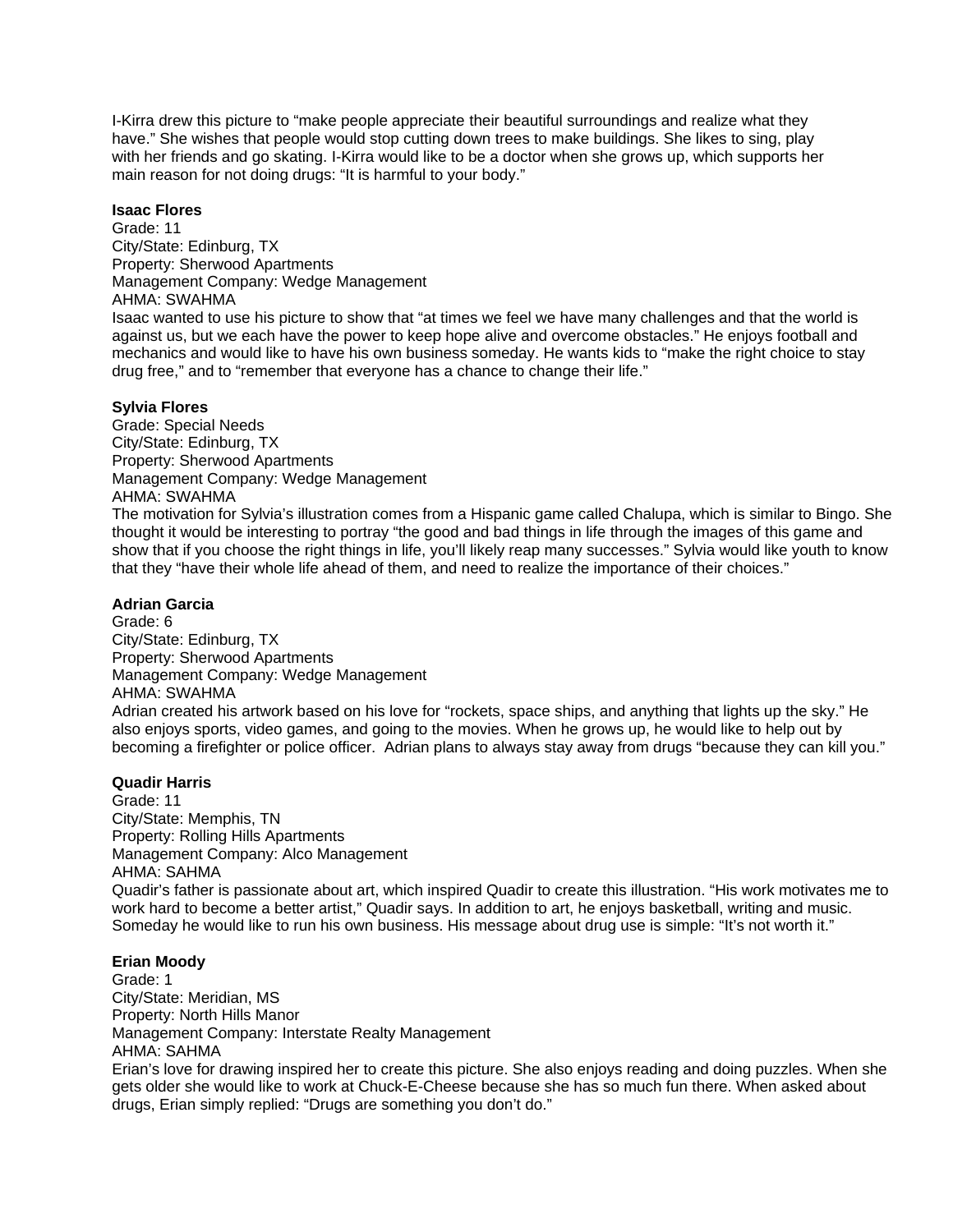I-Kirra drew this picture to "make people appreciate their beautiful surroundings and realize what they have." She wishes that people would stop cutting down trees to make buildings. She likes to sing, play with her friends and go skating. I-Kirra would like to be a doctor when she grows up, which supports her main reason for not doing drugs: "It is harmful to your body."

**Isaac Flores**
Grade: 11
City/State: Edinburg, TX
Property: Sherwood Apartments
Management Company: Wedge Management
AHMA: SWAHMA
Isaac wanted to use his picture to show that "at times we feel we have many challenges and that the world is against us, but we each have the power to keep hope alive and overcome obstacles." He enjoys football and mechanics and would like to have his own business someday. He wants kids to "make the right choice to stay drug free," and to "remember that everyone has a chance to change their life."

**Sylvia Flores**
Grade: Special Needs
City/State: Edinburg, TX
Property: Sherwood Apartments
Management Company: Wedge Management
AHMA: SWAHMA
The motivation for Sylvia's illustration comes from a Hispanic game called Chalupa, which is similar to Bingo. She thought it would be interesting to portray "the good and bad things in life through the images of this game and show that if you choose the right things in life, you'll likely reap many successes." Sylvia would like youth to know that they "have their whole life ahead of them, and need to realize the importance of their choices."

**Adrian Garcia**
Grade: 6
City/State: Edinburg, TX
Property: Sherwood Apartments
Management Company: Wedge Management
AHMA: SWAHMA
Adrian created his artwork based on his love for "rockets, space ships, and anything that lights up the sky." He also enjoys sports, video games, and going to the movies. When he grows up, he would like to help out by becoming a firefighter or police officer. Adrian plans to always stay away from drugs "because they can kill you."

**Quadir Harris**
Grade: 11
City/State: Memphis, TN
Property: Rolling Hills Apartments
Management Company: Alco Management
AHMA: SAHMA
Quadir's father is passionate about art, which inspired Quadir to create this illustration. "His work motivates me to work hard to become a better artist," Quadir says. In addition to art, he enjoys basketball, writing and music. Someday he would like to run his own business. His message about drug use is simple: "It's not worth it."

**Erian Moody**
Grade: 1
City/State: Meridian, MS
Property: North Hills Manor
Management Company: Interstate Realty Management
AHMA: SAHMA
Erian's love for drawing inspired her to create this picture. She also enjoys reading and doing puzzles. When she gets older she would like to work at Chuck-E-Cheese because she has so much fun there. When asked about drugs, Erian simply replied: "Drugs are something you don't do."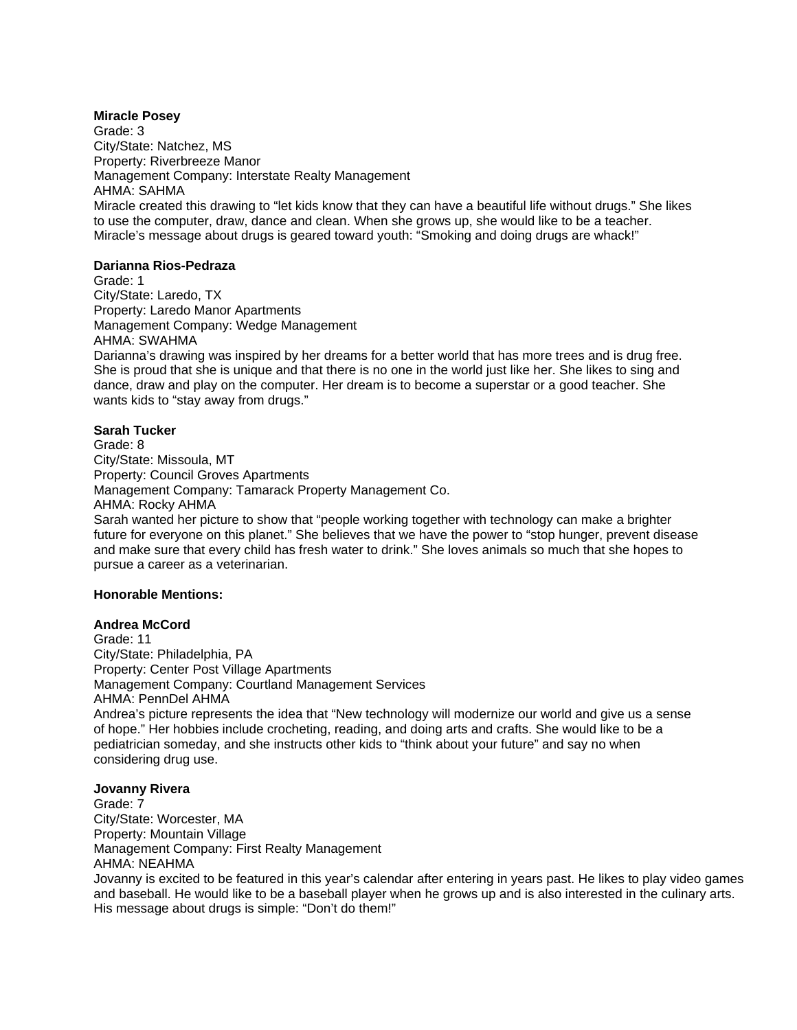**Miracle Posey**
Grade: 3
City/State: Natchez, MS
Property: Riverbreeze Manor
Management Company: Interstate Realty Management
AHMA: SAHMA
Miracle created this drawing to “let kids know that they can have a beautiful life without drugs.” She likes to use the computer, draw, dance and clean. When she grows up, she would like to be a teacher. Miracle’s message about drugs is geared toward youth: “Smoking and doing drugs are whack!”

**Darianna Rios-Pedraza**
Grade: 1
City/State: Laredo, TX
Property: Laredo Manor Apartments
Management Company: Wedge Management
AHMA: SWAHMA
Darianna’s drawing was inspired by her dreams for a better world that has more trees and is drug free. She is proud that she is unique and that there is no one in the world just like her. She likes to sing and dance, draw and play on the computer. Her dream is to become a superstar or a good teacher. She wants kids to “stay away from drugs.”

**Sarah Tucker**
Grade: 8
City/State: Missoula, MT
Property: Council Groves Apartments
Management Company: Tamarack Property Management Co.
AHMA: Rocky AHMA
Sarah wanted her picture to show that “people working together with technology can make a brighter future for everyone on this planet.” She believes that we have the power to “stop hunger, prevent disease and make sure that every child has fresh water to drink.” She loves animals so much that she hopes to pursue a career as a veterinarian.

**Honorable Mentions:**

**Andrea McCord**
Grade: 11
City/State: Philadelphia, PA
Property: Center Post Village Apartments
Management Company: Courtland Management Services
AHMA: PennDel AHMA
Andrea’s picture represents the idea that “New technology will modernize our world and give us a sense of hope.” Her hobbies include crocheting, reading, and doing arts and crafts. She would like to be a pediatrician someday, and she instructs other kids to “think about your future” and say no when considering drug use.

**Jovanny Rivera**
Grade: 7
City/State: Worcester, MA
Property: Mountain Village
Management Company: First Realty Management
AHMA: NEAHMA
Jovanny is excited to be featured in this year’s calendar after entering in years past. He likes to play video games and baseball. He would like to be a baseball player when he grows up and is also interested in the culinary arts. His message about drugs is simple: “Don’t do them!”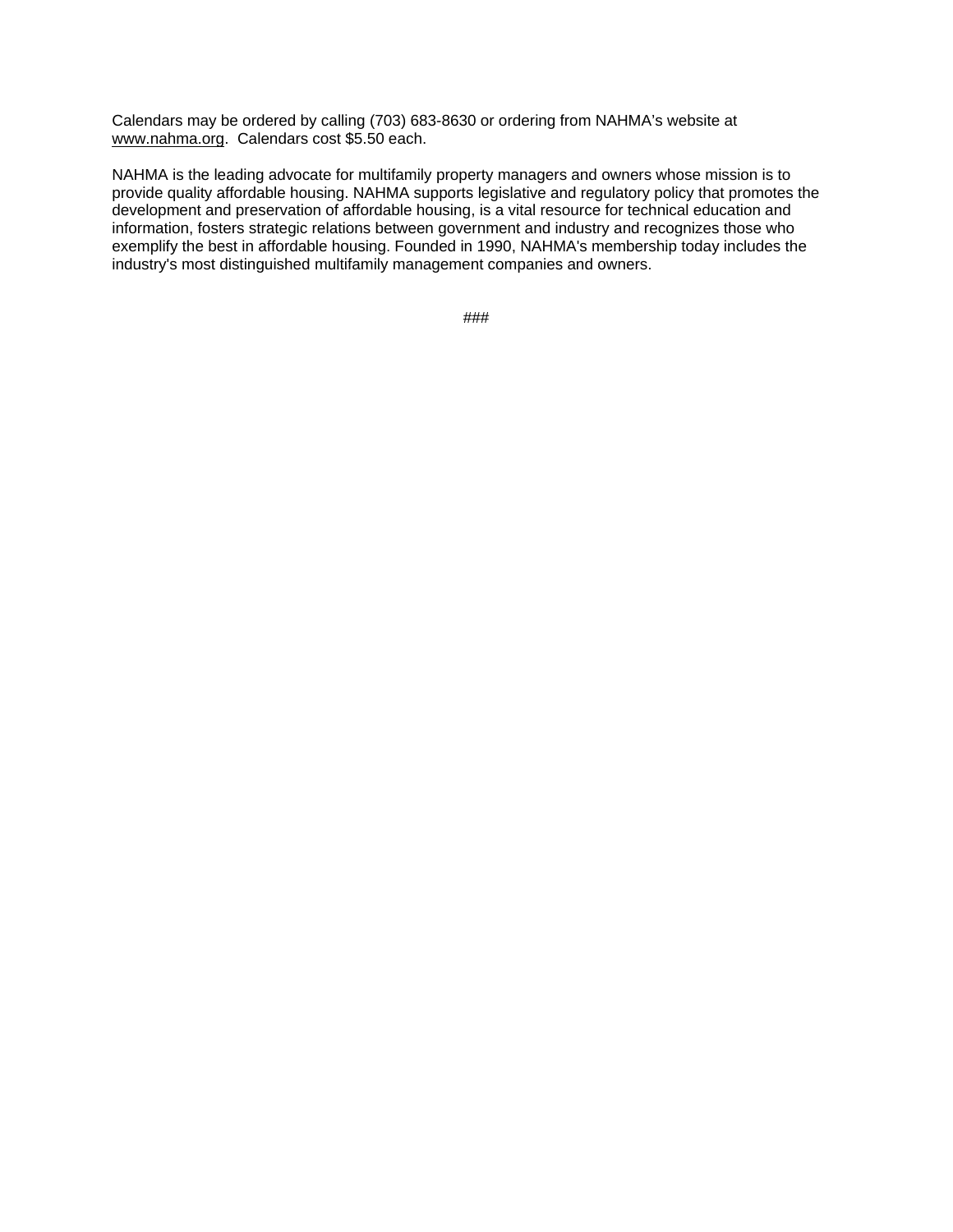Calendars may be ordered by calling (703) 683-8630 or ordering from NAHMA's website at www.nahma.org. Calendars cost $5.50 each.

NAHMA is the leading advocate for multifamily property managers and owners whose mission is to provide quality affordable housing. NAHMA supports legislative and regulatory policy that promotes the development and preservation of affordable housing, is a vital resource for technical education and information, fosters strategic relations between government and industry and recognizes those who exemplify the best in affordable housing. Founded in 1990, NAHMA's membership today includes the industry's most distinguished multifamily management companies and owners.

###